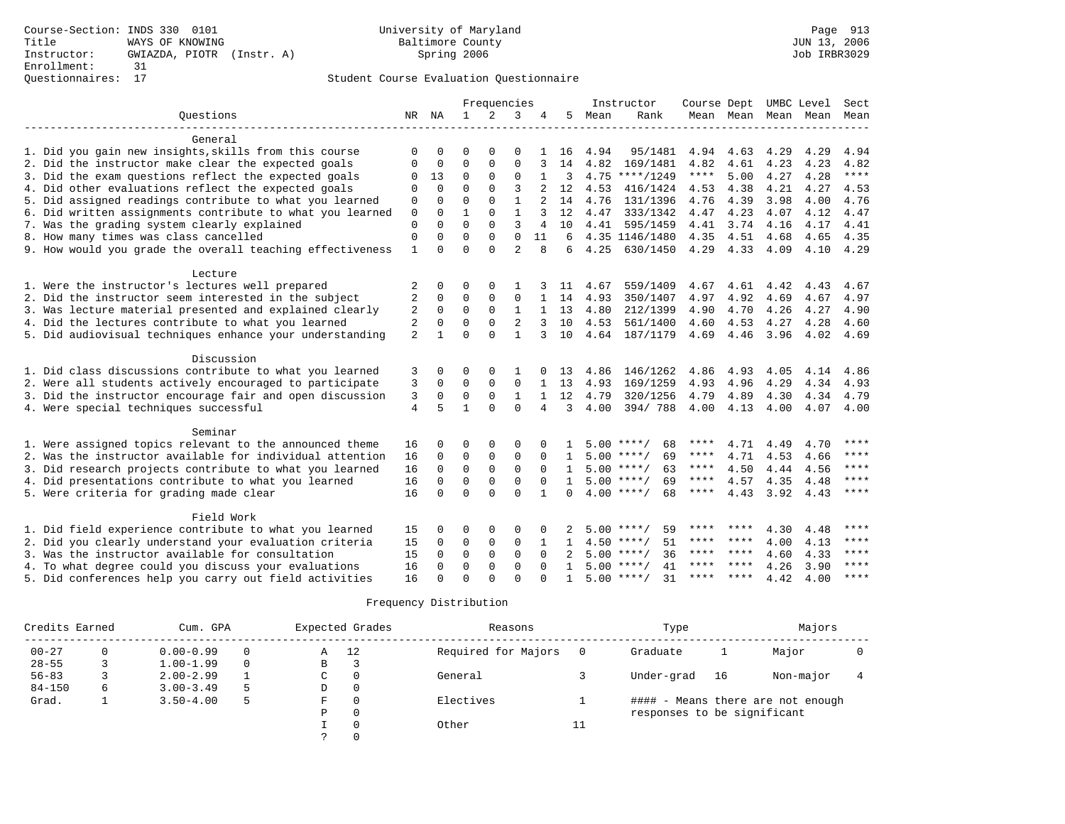Course-Section: INDS 330 0101
Title: WAYS OF KNOWING
Instructor: GWIAZDA, PIOTR (Instr. A)
Enrollment: 31
Questionnaires: 17

University of Maryland
Baltimore County
Spring 2006

JUN 13, 2006
Job IRBR3029

Student Course Evaluation Questionnaire

| Questions | NR | NA | 1 | 2 | 3 | 4 | 5 | Instructor Mean | Instructor Rank | Course Mean | Dept Mean | UMBC Mean | Level Mean | Sect Mean |
|---|---|---|---|---|---|---|---|---|---|---|---|---|---|---|
| **General** | | | | | | | | | | | | | | |
| 1. Did you gain new insights,skills from this course | 0 | 0 | 0 | 0 | 0 | 1 | 16 | 4.94 | 95/1481 | 4.94 | 4.63 | 4.29 | 4.29 | 4.94 |
| 2. Did the instructor make clear the expected goals | 0 | 0 | 0 | 0 | 0 | 3 | 14 | 4.82 | 169/1481 | 4.82 | 4.61 | 4.23 | 4.23 | 4.82 |
| 3. Did the exam questions reflect the expected goals | 0 | 13 | 0 | 0 | 0 | 1 | 3 | 4.75 | ****/1249 | **** | 5.00 | 4.27 | 4.28 | **** |
| 4. Did other evaluations reflect the expected goals | 0 | 0 | 0 | 0 | 3 | 2 | 12 | 4.53 | 416/1424 | 4.53 | 4.38 | 4.21 | 4.27 | 4.53 |
| 5. Did assigned readings contribute to what you learned | 0 | 0 | 0 | 0 | 1 | 2 | 14 | 4.76 | 131/1396 | 4.76 | 4.39 | 3.98 | 4.00 | 4.76 |
| 6. Did written assignments contribute to what you learned | 0 | 0 | 1 | 0 | 1 | 3 | 12 | 4.47 | 333/1342 | 4.47 | 4.23 | 4.07 | 4.12 | 4.47 |
| 7. Was the grading system clearly explained | 0 | 0 | 0 | 0 | 3 | 4 | 10 | 4.41 | 595/1459 | 4.41 | 3.74 | 4.16 | 4.17 | 4.41 |
| 8. How many times was class cancelled | 0 | 0 | 0 | 0 | 0 | 11 | 6 | 4.35 | 1146/1480 | 4.35 | 4.51 | 4.68 | 4.65 | 4.35 |
| 9. How would you grade the overall teaching effectiveness | 1 | 0 | 0 | 0 | 2 | 8 | 6 | 4.25 | 630/1450 | 4.29 | 4.33 | 4.09 | 4.10 | 4.29 |
| **Lecture** | | | | | | | | | | | | | | |
| 1. Were the instructor's lectures well prepared | 2 | 0 | 0 | 0 | 1 | 3 | 11 | 4.67 | 559/1409 | 4.67 | 4.61 | 4.42 | 4.43 | 4.67 |
| 2. Did the instructor seem interested in the subject | 2 | 0 | 0 | 0 | 0 | 1 | 14 | 4.93 | 350/1407 | 4.97 | 4.92 | 4.69 | 4.67 | 4.97 |
| 3. Was lecture material presented and explained clearly | 2 | 0 | 0 | 0 | 1 | 1 | 13 | 4.80 | 212/1399 | 4.90 | 4.70 | 4.26 | 4.27 | 4.90 |
| 4. Did the lectures contribute to what you learned | 2 | 0 | 0 | 0 | 2 | 3 | 10 | 4.53 | 561/1400 | 4.60 | 4.53 | 4.27 | 4.28 | 4.60 |
| 5. Did audiovisual techniques enhance your understanding | 2 | 1 | 0 | 0 | 1 | 3 | 10 | 4.64 | 187/1179 | 4.69 | 4.46 | 3.96 | 4.02 | 4.69 |
| **Discussion** | | | | | | | | | | | | | | |
| 1. Did class discussions contribute to what you learned | 3 | 0 | 0 | 0 | 1 | 0 | 13 | 4.86 | 146/1262 | 4.86 | 4.93 | 4.05 | 4.14 | 4.86 |
| 2. Were all students actively encouraged to participate | 3 | 0 | 0 | 0 | 0 | 1 | 13 | 4.93 | 169/1259 | 4.93 | 4.96 | 4.29 | 4.34 | 4.93 |
| 3. Did the instructor encourage fair and open discussion | 3 | 0 | 0 | 0 | 1 | 1 | 12 | 4.79 | 320/1256 | 4.79 | 4.89 | 4.30 | 4.34 | 4.79 |
| 4. Were special techniques successful | 4 | 5 | 1 | 0 | 0 | 4 | 3 | 4.00 | 394/ 788 | 4.00 | 4.13 | 4.00 | 4.07 | 4.00 |
| **Seminar** | | | | | | | | | | | | | | |
| 1. Were assigned topics relevant to the announced theme | 16 | 0 | 0 | 0 | 0 | 0 | 1 | 5.00 | ****/ 68 | **** | 4.71 | 4.49 | 4.70 | **** |
| 2. Was the instructor available for individual attention | 16 | 0 | 0 | 0 | 0 | 0 | 1 | 5.00 | ****/ 69 | **** | 4.71 | 4.53 | 4.66 | **** |
| 3. Did research projects contribute to what you learned | 16 | 0 | 0 | 0 | 0 | 0 | 1 | 5.00 | ****/ 63 | **** | 4.50 | 4.44 | 4.56 | **** |
| 4. Did presentations contribute to what you learned | 16 | 0 | 0 | 0 | 0 | 0 | 1 | 5.00 | ****/ 69 | **** | 4.57 | 4.35 | 4.48 | **** |
| 5. Were criteria for grading made clear | 16 | 0 | 0 | 0 | 0 | 1 | 0 | 4.00 | ****/ 68 | **** | 4.43 | 3.92 | 4.43 | **** |
| **Field Work** | | | | | | | | | | | | | | |
| 1. Did field experience contribute to what you learned | 15 | 0 | 0 | 0 | 0 | 0 | 2 | 5.00 | ****/ 59 | **** | **** | 4.30 | 4.48 | **** |
| 2. Did you clearly understand your evaluation criteria | 15 | 0 | 0 | 0 | 0 | 1 | 1 | 4.50 | ****/ 51 | **** | **** | 4.00 | 4.13 | **** |
| 3. Was the instructor available for consultation | 15 | 0 | 0 | 0 | 0 | 0 | 2 | 5.00 | ****/ 36 | **** | **** | 4.60 | 4.33 | **** |
| 4. To what degree could you discuss your evaluations | 16 | 0 | 0 | 0 | 0 | 0 | 1 | 5.00 | ****/ 41 | **** | **** | 4.26 | 3.90 | **** |
| 5. Did conferences help you carry out field activities | 16 | 0 | 0 | 0 | 0 | 0 | 1 | 5.00 | ****/ 31 | **** | **** | 4.42 | 4.00 | **** |

Frequency Distribution

| Credits Earned | | Cum. GPA | | Expected Grades | | Reasons | | Type | | Majors | |
|---|---|---|---|---|---|---|---|---|---|---|---|
| 00-27 | 0 | 0.00-0.99 | 0 | A | 12 | Required for Majors | 0 | Graduate | 1 | Major | 0 |
| 28-55 | 3 | 1.00-1.99 | 0 | B | 3 | | | | | | |
| 56-83 | 3 | 2.00-2.99 | 1 | C | 0 | General | 3 | Under-grad | 16 | Non-major | 4 |
| 84-150 | 6 | 3.00-3.49 | 5 | D | 0 | | | | | | |
| Grad. | 1 | 3.50-4.00 | 5 | F | 0 | Electives | 1 | | | | |
| | | | | P | 0 | | | | | | |
| | | | | I | 0 | Other | 11 | | | | |
| | | | | ? | 0 | | | | | | |

#### - Means there are not enough responses to be significant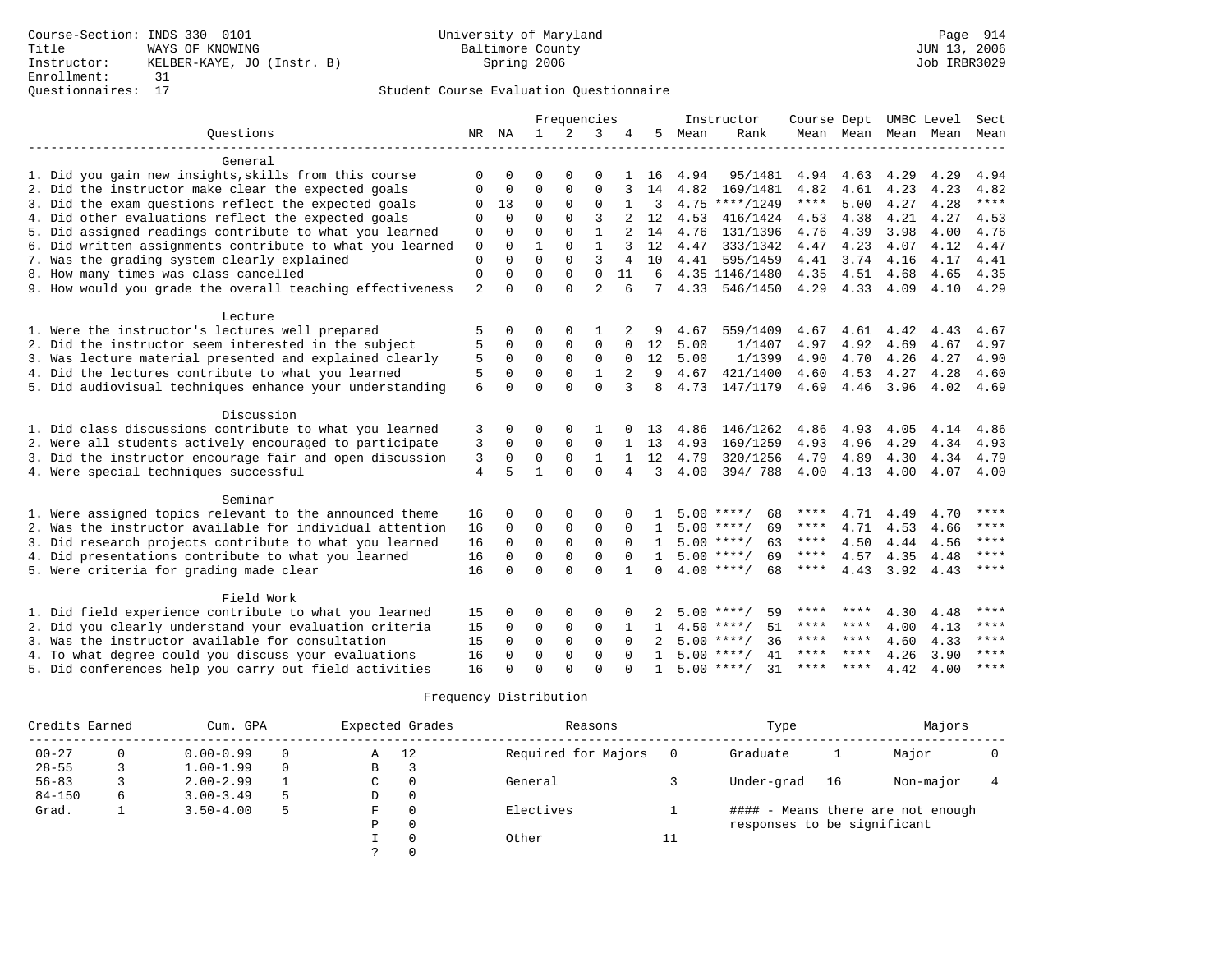Course-Section: INDS 330 0101
Title: WAYS OF KNOWING
Instructor: KELBER-KAYE, JO (Instr. B)
Enrollment: 31
Questionnaires: 17

University of Maryland
Baltimore County
Spring 2006

JUN 13, 2006
Job IRBR3029

## Student Course Evaluation Questionnaire

| Questions | NR | NA | 1 | 2 | 3 | 4 | 5 | Instructor Mean | Rank | Course Mean | Dept Mean | UMBC Level Mean | Level Mean | Sect Mean |
|---|---|---|---|---|---|---|---|---|---|---|---|---|---|---|
| **General** | | | | | | | | | | | | | | |
| 1. Did you gain new insights,skills from this course | 0 | 0 | 0 | 0 | 0 | 1 | 16 | 4.94 | 95/1481 | 4.94 | 4.63 | 4.29 | 4.29 | 4.94 |
| 2. Did the instructor make clear the expected goals | 0 | 0 | 0 | 0 | 0 | 3 | 14 | 4.82 | 169/1481 | 4.82 | 4.61 | 4.23 | 4.23 | 4.82 |
| 3. Did the exam questions reflect the expected goals | 0 | 13 | 0 | 0 | 0 | 1 | 3 | 4.75 | ****/1249 | **** | 5.00 | 4.27 | 4.28 | **** |
| 4. Did other evaluations reflect the expected goals | 0 | 0 | 0 | 0 | 3 | 2 | 12 | 4.53 | 416/1424 | 4.53 | 4.38 | 4.21 | 4.27 | 4.53 |
| 5. Did assigned readings contribute to what you learned | 0 | 0 | 0 | 0 | 1 | 2 | 14 | 4.76 | 131/1396 | 4.76 | 4.39 | 3.98 | 4.00 | 4.76 |
| 6. Did written assignments contribute to what you learned | 0 | 0 | 1 | 0 | 1 | 3 | 12 | 4.47 | 333/1342 | 4.47 | 4.23 | 4.07 | 4.12 | 4.47 |
| 7. Was the grading system clearly explained | 0 | 0 | 0 | 0 | 3 | 4 | 10 | 4.41 | 595/1459 | 4.41 | 3.74 | 4.16 | 4.17 | 4.41 |
| 8. How many times was class cancelled | 0 | 0 | 0 | 0 | 0 | 11 | 6 | 4.35 | 1146/1480 | 4.35 | 4.51 | 4.68 | 4.65 | 4.35 |
| 9. How would you grade the overall teaching effectiveness | 2 | 0 | 0 | 0 | 2 | 6 | 7 | 4.33 | 546/1450 | 4.29 | 4.33 | 4.09 | 4.10 | 4.29 |
| **Lecture** | | | | | | | | | | | | | | |
| 1. Were the instructor's lectures well prepared | 5 | 0 | 0 | 0 | 1 | 2 | 9 | 4.67 | 559/1409 | 4.67 | 4.61 | 4.42 | 4.43 | 4.67 |
| 2. Did the instructor seem interested in the subject | 5 | 0 | 0 | 0 | 0 | 0 | 12 | 5.00 | 1/1407 | 4.97 | 4.92 | 4.69 | 4.67 | 4.97 |
| 3. Was lecture material presented and explained clearly | 5 | 0 | 0 | 0 | 0 | 0 | 12 | 5.00 | 1/1399 | 4.90 | 4.70 | 4.26 | 4.27 | 4.90 |
| 4. Did the lectures contribute to what you learned | 5 | 0 | 0 | 0 | 1 | 2 | 9 | 4.67 | 421/1400 | 4.60 | 4.53 | 4.27 | 4.28 | 4.60 |
| 5. Did audiovisual techniques enhance your understanding | 6 | 0 | 0 | 0 | 0 | 3 | 8 | 4.73 | 147/1179 | 4.69 | 4.46 | 3.96 | 4.02 | 4.69 |
| **Discussion** | | | | | | | | | | | | | | |
| 1. Did class discussions contribute to what you learned | 3 | 0 | 0 | 0 | 1 | 0 | 13 | 4.86 | 146/1262 | 4.86 | 4.93 | 4.05 | 4.14 | 4.86 |
| 2. Were all students actively encouraged to participate | 3 | 0 | 0 | 0 | 0 | 1 | 13 | 4.93 | 169/1259 | 4.93 | 4.96 | 4.29 | 4.34 | 4.93 |
| 3. Did the instructor encourage fair and open discussion | 3 | 0 | 0 | 0 | 1 | 1 | 12 | 4.79 | 320/1256 | 4.79 | 4.89 | 4.30 | 4.34 | 4.79 |
| 4. Were special techniques successful | 4 | 5 | 1 | 0 | 0 | 4 | 3 | 4.00 | 394/ 788 | 4.00 | 4.13 | 4.00 | 4.07 | 4.00 |
| **Seminar** | | | | | | | | | | | | | | |
| 1. Were assigned topics relevant to the announced theme | 16 | 0 | 0 | 0 | 0 | 0 | 1 | 5.00 | ****/ 68 | **** | 4.71 | 4.49 | 4.70 | **** |
| 2. Was the instructor available for individual attention | 16 | 0 | 0 | 0 | 0 | 0 | 1 | 5.00 | ****/ 69 | **** | 4.71 | 4.53 | 4.66 | **** |
| 3. Did research projects contribute to what you learned | 16 | 0 | 0 | 0 | 0 | 0 | 1 | 5.00 | ****/ 63 | **** | 4.50 | 4.44 | 4.56 | **** |
| 4. Did presentations contribute to what you learned | 16 | 0 | 0 | 0 | 0 | 0 | 1 | 5.00 | ****/ 69 | **** | 4.57 | 4.35 | 4.48 | **** |
| 5. Were criteria for grading made clear | 16 | 0 | 0 | 0 | 0 | 1 | 0 | 4.00 | ****/ 68 | **** | 4.43 | 3.92 | 4.43 | **** |
| **Field Work** | | | | | | | | | | | | | | |
| 1. Did field experience contribute to what you learned | 15 | 0 | 0 | 0 | 0 | 0 | 2 | 5.00 | ****/ 59 | **** | **** | 4.30 | 4.48 | **** |
| 2. Did you clearly understand your evaluation criteria | 15 | 0 | 0 | 0 | 0 | 1 | 1 | 4.50 | ****/ 51 | **** | **** | 4.00 | 4.13 | **** |
| 3. Was the instructor available for consultation | 15 | 0 | 0 | 0 | 0 | 0 | 2 | 5.00 | ****/ 36 | **** | **** | 4.60 | 4.33 | **** |
| 4. To what degree could you discuss your evaluations | 16 | 0 | 0 | 0 | 0 | 0 | 1 | 5.00 | ****/ 41 | **** | **** | 4.26 | 3.90 | **** |
| 5. Did conferences help you carry out field activities | 16 | 0 | 0 | 0 | 0 | 0 | 1 | 5.00 | ****/ 31 | **** | **** | 4.42 | 4.00 | **** |

## Frequency Distribution

| Credits Earned | | Cum. GPA | | Expected Grades | | Reasons | | Type | | Majors | |
|---|---|---|---|---|---|---|---|---|---|---|---|
| 00-27 | 0 | 0.00-0.99 | 0 | A | 12 | Required for Majors | 0 | Graduate | 1 | Major | 0 |
| 28-55 | 3 | 1.00-1.99 | 0 | B | 3 | | | | | | |
| 56-83 | 3 | 2.00-2.99 | 1 | C | 0 | General | 3 | Under-grad | 16 | Non-major | 4 |
| 84-150 | 6 | 3.00-3.49 | 5 | D | 0 | | | | | | |
| Grad. | 1 | 3.50-4.00 | 5 | F | 0 | Electives | 1 | | | | |
| | | | | P | 0 | | | | | | |
| | | | | I | 0 | Other | 11 | | | | |
| | | | | ? | 0 | | | | | | |

#### - Means there are not enough responses to be significant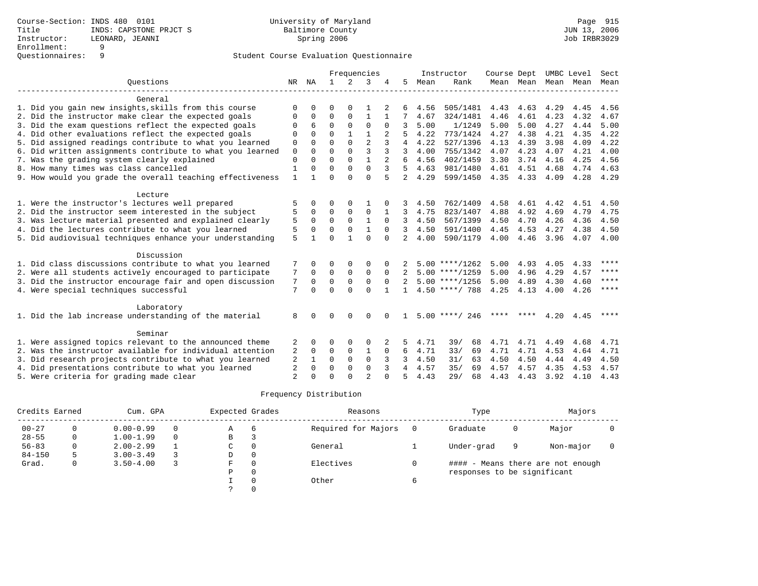Course-Section: INDS 480 0101
Title: INDS: CAPSTONE PRJCT S
Instructor: LEONARD, JEANNI
Enrollment: 9
Questionnaires: 9

University of Maryland
Baltimore County
Spring 2006

JUN 13, 2006
Job IRBR3029

Student Course Evaluation Questionnaire

| Questions | NR | NA | 1 | 2 | 3 | 4 | 5 | Instructor Mean | Rank | Course Mean | Dept Mean | UMBC Level Mean | Level Mean | Sect Mean |
|---|---|---|---|---|---|---|---|---|---|---|---|---|---|---|
| **General** | | | | | | | | | | | | | | |
| 1. Did you gain new insights,skills from this course | 0 | 0 | 0 | 0 | 1 | 2 | 6 | 4.56 | 505/1481 | 4.43 | 4.63 | 4.29 | 4.45 | 4.56 |
| 2. Did the instructor make clear the expected goals | 0 | 0 | 0 | 0 | 1 | 1 | 7 | 4.67 | 324/1481 | 4.46 | 4.61 | 4.23 | 4.32 | 4.67 |
| 3. Did the exam questions reflect the expected goals | 0 | 6 | 0 | 0 | 0 | 0 | 3 | 5.00 | 1/1249 | 5.00 | 5.00 | 4.27 | 4.44 | 5.00 |
| 4. Did other evaluations reflect the expected goals | 0 | 0 | 0 | 1 | 1 | 2 | 5 | 4.22 | 773/1424 | 4.27 | 4.38 | 4.21 | 4.35 | 4.22 |
| 5. Did assigned readings contribute to what you learned | 0 | 0 | 0 | 0 | 2 | 3 | 4 | 4.22 | 527/1396 | 4.13 | 4.39 | 3.98 | 4.09 | 4.22 |
| 6. Did written assignments contribute to what you learned | 0 | 0 | 0 | 0 | 3 | 3 | 3 | 4.00 | 755/1342 | 4.07 | 4.23 | 4.07 | 4.21 | 4.00 |
| 7. Was the grading system clearly explained | 0 | 0 | 0 | 0 | 1 | 2 | 6 | 4.56 | 402/1459 | 3.30 | 3.74 | 4.16 | 4.25 | 4.56 |
| 8. How many times was class cancelled | 1 | 0 | 0 | 0 | 0 | 3 | 5 | 4.63 | 981/1480 | 4.61 | 4.51 | 4.68 | 4.74 | 4.63 |
| 9. How would you grade the overall teaching effectiveness | 1 | 1 | 0 | 0 | 0 | 5 | 2 | 4.29 | 599/1450 | 4.35 | 4.33 | 4.09 | 4.28 | 4.29 |
| **Lecture** | | | | | | | | | | | | | | |
| 1. Were the instructor's lectures well prepared | 5 | 0 | 0 | 0 | 1 | 0 | 3 | 4.50 | 762/1409 | 4.58 | 4.61 | 4.42 | 4.51 | 4.50 |
| 2. Did the instructor seem interested in the subject | 5 | 0 | 0 | 0 | 0 | 1 | 3 | 4.75 | 823/1407 | 4.88 | 4.92 | 4.69 | 4.79 | 4.75 |
| 3. Was lecture material presented and explained clearly | 5 | 0 | 0 | 0 | 1 | 0 | 3 | 4.50 | 567/1399 | 4.50 | 4.70 | 4.26 | 4.36 | 4.50 |
| 4. Did the lectures contribute to what you learned | 5 | 0 | 0 | 0 | 1 | 0 | 3 | 4.50 | 591/1400 | 4.45 | 4.53 | 4.27 | 4.38 | 4.50 |
| 5. Did audiovisual techniques enhance your understanding | 5 | 1 | 0 | 1 | 0 | 0 | 2 | 4.00 | 590/1179 | 4.00 | 4.46 | 3.96 | 4.07 | 4.00 |
| **Discussion** | | | | | | | | | | | | | | |
| 1. Did class discussions contribute to what you learned | 7 | 0 | 0 | 0 | 0 | 0 | 2 | 5.00 | ****/1262 | 5.00 | 4.93 | 4.05 | 4.33 | **** |
| 2. Were all students actively encouraged to participate | 7 | 0 | 0 | 0 | 0 | 0 | 2 | 5.00 | ****/1259 | 5.00 | 4.96 | 4.29 | 4.57 | **** |
| 3. Did the instructor encourage fair and open discussion | 7 | 0 | 0 | 0 | 0 | 0 | 2 | 5.00 | ****/1256 | 5.00 | 4.89 | 4.30 | 4.60 | **** |
| 4. Were special techniques successful | 7 | 0 | 0 | 0 | 0 | 1 | 1 | 4.50 | ****/ 788 | 4.25 | 4.13 | 4.00 | 4.26 | **** |
| **Laboratory** | | | | | | | | | | | | | | |
| 1. Did the lab increase understanding of the material | 8 | 0 | 0 | 0 | 0 | 0 | 1 | 5.00 | ****/ 246 | **** | **** | 4.20 | 4.45 | **** |
| **Seminar** | | | | | | | | | | | | | | |
| 1. Were assigned topics relevant to the announced theme | 2 | 0 | 0 | 0 | 0 | 2 | 5 | 4.71 | 39/ 68 | 4.71 | 4.71 | 4.49 | 4.68 | 4.71 |
| 2. Was the instructor available for individual attention | 2 | 0 | 0 | 0 | 1 | 0 | 6 | 4.71 | 33/ 69 | 4.71 | 4.71 | 4.53 | 4.64 | 4.71 |
| 3. Did research projects contribute to what you learned | 2 | 1 | 0 | 0 | 0 | 3 | 3 | 4.50 | 31/ 63 | 4.50 | 4.50 | 4.44 | 4.49 | 4.50 |
| 4. Did presentations contribute to what you learned | 2 | 0 | 0 | 0 | 0 | 3 | 4 | 4.57 | 35/ 69 | 4.57 | 4.57 | 4.35 | 4.53 | 4.57 |
| 5. Were criteria for grading made clear | 2 | 0 | 0 | 0 | 2 | 0 | 5 | 4.43 | 29/ 68 | 4.43 | 4.43 | 3.92 | 4.10 | 4.43 |

Frequency Distribution

| Credits Earned | | Cum. GPA | | Expected Grades | | Reasons | | Type | | Majors | |
|---|---|---|---|---|---|---|---|---|---|---|---|
| 00-27 | 0 | 0.00-0.99 | 0 | A | 6 | Required for Majors | 0 | Graduate | 0 | Major | 0 |
| 28-55 | 0 | 1.00-1.99 | 0 | B | 3 | | | | | | |
| 56-83 | 0 | 2.00-2.99 | 1 | C | 0 | General | 1 | Under-grad | 9 | Non-major | 0 |
| 84-150 | 5 | 3.00-3.49 | 3 | D | 0 | | | | | | |
| Grad. | 0 | 3.50-4.00 | 3 | F | 0 | Electives | 0 | #### - Means there are not enough responses to be significant | | | |
| | | | | P | 0 | | | | | | |
| | | | | I | 0 | Other | 6 | | | | |
| | | | | ? | 0 | | | | | | |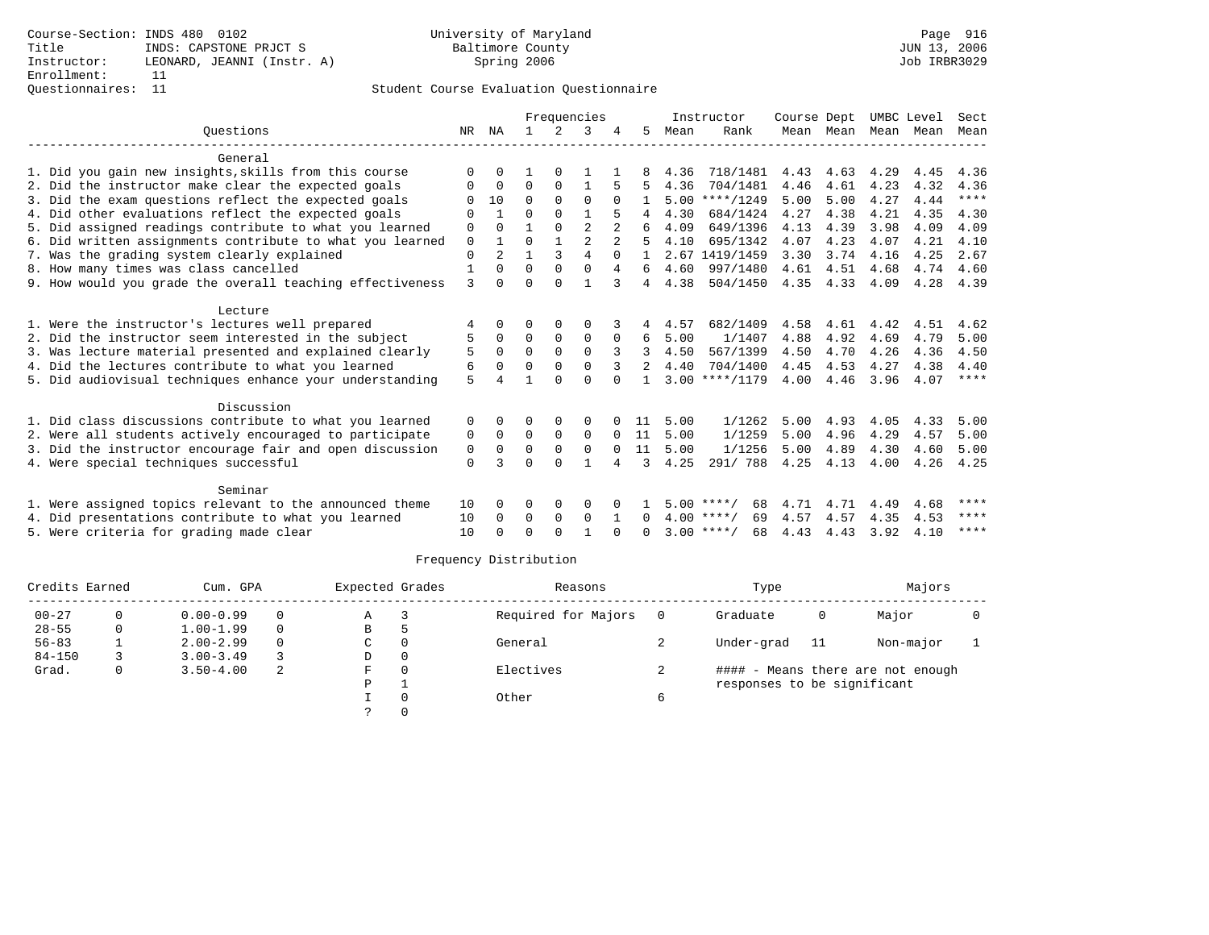Course-Section: INDS 480 0102
Title: INDS: CAPSTONE PRJCT S
Instructor: LEONARD, JEANNI (Instr. A)
Enrollment: 11
Questionnaires: 11

University of Maryland
Baltimore County
Spring 2006

Page 916
JUN 13, 2006
Job IRBR3029

## Student Course Evaluation Questionnaire

| Questions | NR | NA | 1 | 2 | 3 | 4 | 5 | Instructor Mean | Rank | Course Mean | Dept Mean | UMBC Mean | Level Mean | Sect Mean |
|---|---|---|---|---|---|---|---|---|---|---|---|---|---|---|
| **General** | | | | | | | | | | | | | | |
| 1. Did you gain new insights,skills from this course | 0 | 0 | 1 | 0 | 1 | 1 | 8 | 4.36 | 718/1481 | 4.43 | 4.63 | 4.29 | 4.45 | 4.36 |
| 2. Did the instructor make clear the expected goals | 0 | 0 | 0 | 0 | 1 | 5 | 5 | 4.36 | 704/1481 | 4.46 | 4.61 | 4.23 | 4.32 | 4.36 |
| 3. Did the exam questions reflect the expected goals | 0 | 10 | 0 | 0 | 0 | 0 | 1 | 5.00 | ****/1249 | 5.00 | 5.00 | 4.27 | 4.44 | **** |
| 4. Did other evaluations reflect the expected goals | 0 | 1 | 0 | 0 | 1 | 5 | 4 | 4.30 | 684/1424 | 4.27 | 4.38 | 4.21 | 4.35 | 4.30 |
| 5. Did assigned readings contribute to what you learned | 0 | 0 | 1 | 0 | 2 | 2 | 6 | 4.09 | 649/1396 | 4.13 | 4.39 | 3.98 | 4.09 | 4.09 |
| 6. Did written assignments contribute to what you learned | 0 | 1 | 0 | 1 | 2 | 2 | 5 | 4.10 | 695/1342 | 4.07 | 4.23 | 4.07 | 4.21 | 4.10 |
| 7. Was the grading system clearly explained | 0 | 2 | 1 | 3 | 4 | 0 | 1 | 2.67 | 1419/1459 | 3.30 | 3.74 | 4.16 | 4.25 | 2.67 |
| 8. How many times was class cancelled | 1 | 0 | 0 | 0 | 0 | 4 | 6 | 4.60 | 997/1480 | 4.61 | 4.51 | 4.68 | 4.74 | 4.60 |
| 9. How would you grade the overall teaching effectiveness | 3 | 0 | 0 | 0 | 1 | 3 | 4 | 4.38 | 504/1450 | 4.35 | 4.33 | 4.09 | 4.28 | 4.39 |
| **Lecture** | | | | | | | | | | | | | | |
| 1. Were the instructor's lectures well prepared | 4 | 0 | 0 | 0 | 0 | 3 | 4 | 4.57 | 682/1409 | 4.58 | 4.61 | 4.42 | 4.51 | 4.62 |
| 2. Did the instructor seem interested in the subject | 5 | 0 | 0 | 0 | 0 | 0 | 6 | 5.00 | 1/1407 | 4.88 | 4.92 | 4.69 | 4.79 | 5.00 |
| 3. Was lecture material presented and explained clearly | 5 | 0 | 0 | 0 | 0 | 3 | 3 | 4.50 | 567/1399 | 4.50 | 4.70 | 4.26 | 4.36 | 4.50 |
| 4. Did the lectures contribute to what you learned | 6 | 0 | 0 | 0 | 0 | 3 | 2 | 4.40 | 704/1400 | 4.45 | 4.53 | 4.27 | 4.38 | 4.40 |
| 5. Did audiovisual techniques enhance your understanding | 5 | 4 | 1 | 0 | 0 | 0 | 1 | 3.00 | ****/1179 | 4.00 | 4.46 | 3.96 | 4.07 | **** |
| **Discussion** | | | | | | | | | | | | | | |
| 1. Did class discussions contribute to what you learned | 0 | 0 | 0 | 0 | 0 | 0 | 11 | 5.00 | 1/1262 | 5.00 | 4.93 | 4.05 | 4.33 | 5.00 |
| 2. Were all students actively encouraged to participate | 0 | 0 | 0 | 0 | 0 | 0 | 11 | 5.00 | 1/1259 | 5.00 | 4.96 | 4.29 | 4.57 | 5.00 |
| 3. Did the instructor encourage fair and open discussion | 0 | 0 | 0 | 0 | 0 | 0 | 11 | 5.00 | 1/1256 | 5.00 | 4.89 | 4.30 | 4.60 | 5.00 |
| 4. Were special techniques successful | 0 | 3 | 0 | 0 | 1 | 4 | 3 | 4.25 | 291/ 788 | 4.25 | 4.13 | 4.00 | 4.26 | 4.25 |
| **Seminar** | | | | | | | | | | | | | | |
| 1. Were assigned topics relevant to the announced theme | 10 | 0 | 0 | 0 | 0 | 0 | 1 | 5.00 | ****/ 68 | 4.71 | 4.71 | 4.49 | 4.68 | **** |
| 4. Did presentations contribute to what you learned | 10 | 0 | 0 | 0 | 0 | 1 | 0 | 4.00 | ****/ 69 | 4.57 | 4.57 | 4.35 | 4.53 | **** |
| 5. Were criteria for grading made clear | 10 | 0 | 0 | 0 | 1 | 0 | 0 | 3.00 | ****/ 68 | 4.43 | 4.43 | 3.92 | 4.10 | **** |

## Frequency Distribution

| Credits Earned | | Cum. GPA | | Expected Grades | | Reasons | | Type | | Majors | |
|---|---|---|---|---|---|---|---|---|---|---|---|
| 00-27 | 0 | 0.00-0.99 | 0 | A | 3 | Required for Majors | 0 | Graduate | 0 | Major | 0 |
| 28-55 | 0 | 1.00-1.99 | 0 | B | 5 | | | | | | |
| 56-83 | 1 | 2.00-2.99 | 0 | C | 0 | General | 2 | Under-grad | 11 | Non-major | 1 |
| 84-150 | 3 | 3.00-3.49 | 3 | D | 0 | | | | | | |
| Grad. | 0 | 3.50-4.00 | 2 | F | 0 | Electives | 2 | | | | |
| | | | | P | 1 | | | | | | |
| | | | | I | 0 | Other | 6 | | | | |
| | | | | ? | 0 | | | | | | |

#### - Means there are not enough responses to be significant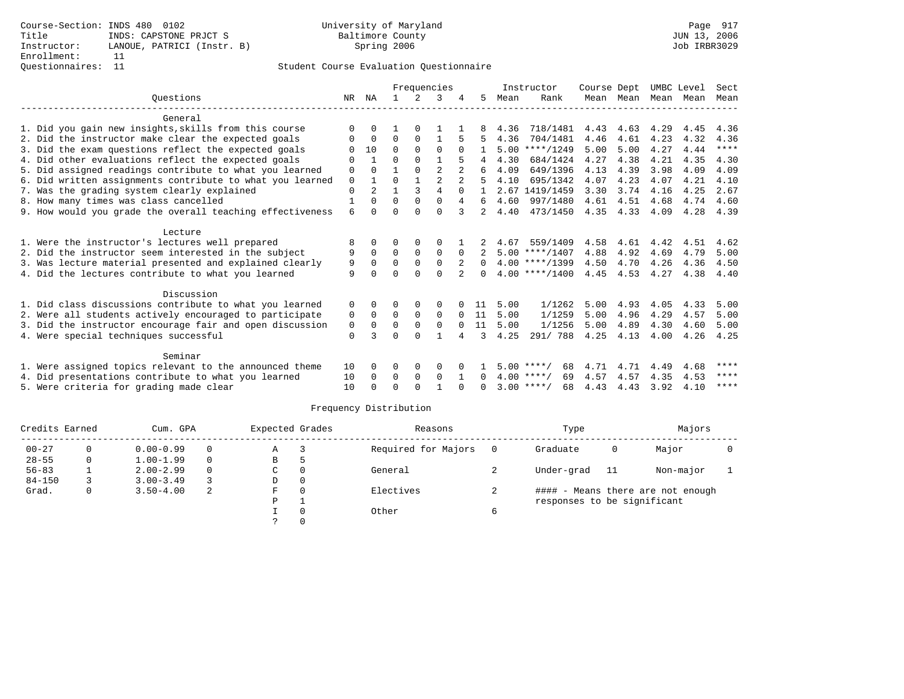Course-Section: INDS 480 0102
Title: INDS: CAPSTONE PRJCT S
Instructor: LANOUE, PATRICI (Instr. B)
Enrollment: 11
Questionnaires: 11

University of Maryland
Baltimore County
Spring 2006

JUN 13, 2006
Job IRBR3029

Student Course Evaluation Questionnaire

| Questions | NR | NA | 1 | 2 | 3 | 4 | 5 | Instructor Mean | Instructor Rank | Course Mean | Dept Mean | UMBC Mean | Level Mean | Sect Mean |
|---|---|---|---|---|---|---|---|---|---|---|---|---|---|---|
| **General** | | | | | | | | | | | | | | |
| 1. Did you gain new insights,skills from this course | 0 | 0 | 1 | 0 | 1 | 1 | 8 | 4.36 | 718/1481 | 4.43 | 4.63 | 4.29 | 4.45 | 4.36 |
| 2. Did the instructor make clear the expected goals | 0 | 0 | 0 | 0 | 1 | 5 | 5 | 4.36 | 704/1481 | 4.46 | 4.61 | 4.23 | 4.32 | 4.36 |
| 3. Did the exam questions reflect the expected goals | 0 | 10 | 0 | 0 | 0 | 0 | 1 | 5.00 | ****/1249 | 5.00 | 5.00 | 4.27 | 4.44 | **** |
| 4. Did other evaluations reflect the expected goals | 0 | 1 | 0 | 0 | 1 | 5 | 4 | 4.30 | 684/1424 | 4.27 | 4.38 | 4.21 | 4.35 | 4.30 |
| 5. Did assigned readings contribute to what you learned | 0 | 0 | 1 | 0 | 2 | 2 | 6 | 4.09 | 649/1396 | 4.13 | 4.39 | 3.98 | 4.09 | 4.09 |
| 6. Did written assignments contribute to what you learned | 0 | 1 | 0 | 1 | 2 | 2 | 5 | 4.10 | 695/1342 | 4.07 | 4.23 | 4.07 | 4.21 | 4.10 |
| 7. Was the grading system clearly explained | 0 | 2 | 1 | 3 | 4 | 0 | 1 | 2.67 | 1419/1459 | 3.30 | 3.74 | 4.16 | 4.25 | 2.67 |
| 8. How many times was class cancelled | 1 | 0 | 0 | 0 | 0 | 4 | 6 | 4.60 | 997/1480 | 4.61 | 4.51 | 4.68 | 4.74 | 4.60 |
| 9. How would you grade the overall teaching effectiveness | 6 | 0 | 0 | 0 | 0 | 3 | 2 | 4.40 | 473/1450 | 4.35 | 4.33 | 4.09 | 4.28 | 4.39 |
| **Lecture** | | | | | | | | | | | | | | |
| 1. Were the instructor's lectures well prepared | 8 | 0 | 0 | 0 | 0 | 1 | 2 | 4.67 | 559/1409 | 4.58 | 4.61 | 4.42 | 4.51 | 4.62 |
| 2. Did the instructor seem interested in the subject | 9 | 0 | 0 | 0 | 0 | 0 | 2 | 5.00 | ****/1407 | 4.88 | 4.92 | 4.69 | 4.79 | 5.00 |
| 3. Was lecture material presented and explained clearly | 9 | 0 | 0 | 0 | 0 | 2 | 0 | 4.00 | ****/1399 | 4.50 | 4.70 | 4.26 | 4.36 | 4.50 |
| 4. Did the lectures contribute to what you learned | 9 | 0 | 0 | 0 | 0 | 2 | 0 | 4.00 | ****/1400 | 4.45 | 4.53 | 4.27 | 4.38 | 4.40 |
| **Discussion** | | | | | | | | | | | | | | |
| 1. Did class discussions contribute to what you learned | 0 | 0 | 0 | 0 | 0 | 0 | 11 | 5.00 | 1/1262 | 5.00 | 4.93 | 4.05 | 4.33 | 5.00 |
| 2. Were all students actively encouraged to participate | 0 | 0 | 0 | 0 | 0 | 0 | 11 | 5.00 | 1/1259 | 5.00 | 4.96 | 4.29 | 4.57 | 5.00 |
| 3. Did the instructor encourage fair and open discussion | 0 | 0 | 0 | 0 | 0 | 0 | 11 | 5.00 | 1/1256 | 5.00 | 4.89 | 4.30 | 4.60 | 5.00 |
| 4. Were special techniques successful | 0 | 3 | 0 | 0 | 1 | 4 | 3 | 4.25 | 291/ 788 | 4.25 | 4.13 | 4.00 | 4.26 | 4.25 |
| **Seminar** | | | | | | | | | | | | | | |
| 1. Were assigned topics relevant to the announced theme | 10 | 0 | 0 | 0 | 0 | 0 | 1 | 5.00 | ****/ 68 | 4.71 | 4.71 | 4.49 | 4.68 | **** |
| 4. Did presentations contribute to what you learned | 10 | 0 | 0 | 0 | 0 | 1 | 0 | 4.00 | ****/ 69 | 4.57 | 4.57 | 4.35 | 4.53 | **** |
| 5. Were criteria for grading made clear | 10 | 0 | 0 | 0 | 1 | 0 | 0 | 3.00 | ****/ 68 | 4.43 | 4.43 | 3.92 | 4.10 | **** |

Frequency Distribution

| Credits Earned | | Cum. GPA | | Expected Grades | | Reasons | | Type | | Majors | |
|---|---|---|---|---|---|---|---|---|---|---|---|
| 00-27 | 0 | 0.00-0.99 | 0 | A | 3 | Required for Majors | 0 | Graduate | 0 | Major | 0 |
| 28-55 | 0 | 1.00-1.99 | 0 | B | 5 | | | | | | |
| 56-83 | 1 | 2.00-2.99 | 0 | C | 0 | General | 2 | Under-grad | 11 | Non-major | 1 |
| 84-150 | 3 | 3.00-3.49 | 3 | D | 0 | | | | | | |
| Grad. | 0 | 3.50-4.00 | 2 | F | 0 | Electives | 2 | #### - Means there are not enough responses to be significant | | | |
| | | | | P | 1 | | | | | | |
| | | | | I | 0 | Other | 6 | | | | |
| | | | | ? | 0 | | | | | | |